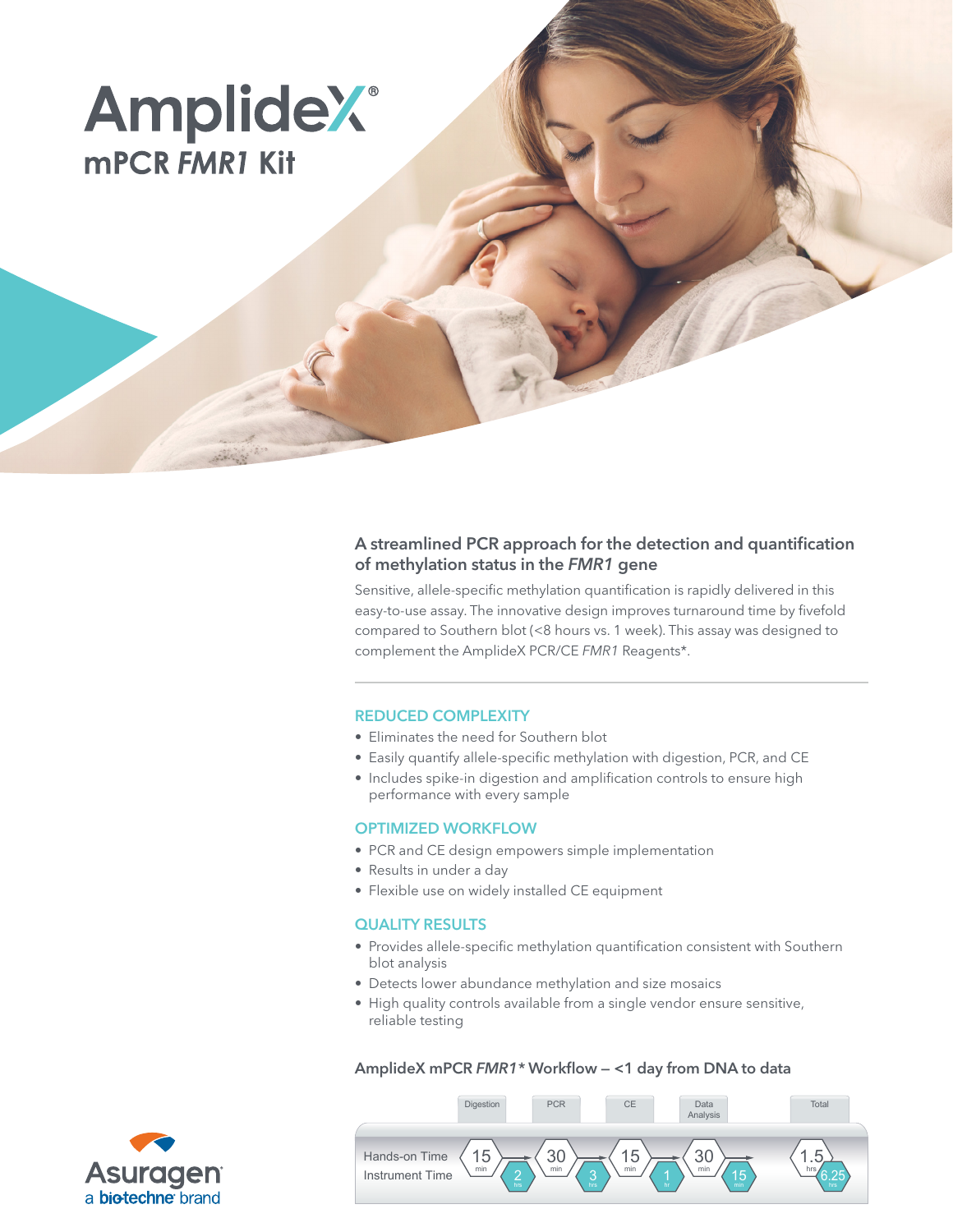# AmplideX®

## mPCR *FMR1* Kit

### A streamlined PCR approach for the detection and quantification of methylation status in the *FMR1* gene

Sensitive, allele-specific methylation quantification is rapidly delivered in this easy-to-use assay. The innovative design improves turnaround time by fivefold compared to Southern blot (<8 hours vs. 1 week). This assay was designed to complement the AmplideX PCR/CE *FMR1* Reagents*.

#### REDUCED COMPLEXITY

- Eliminates the need for Southern blot
- Easily quantify allele-specific methylation with digestion, PCR, and CE
- Includes spike-in digestion and amplification controls to ensure high performance with every sample

#### OPTIMIZED WORKFLOW

- PCR and CE design empowers simple implementation
- Results in under a day
- Flexible use on widely installed CE equipment

#### QUALITY RESULTS

- Provides allele-specific methylation quantification consistent with Southern blot analysis
- Detects lower abundance methylation and size mosaics
- High quality controls available from a single vendor ensure sensitive, reliable testing

#### AmplideX mPCR *FMR1** Workflow – <1 day from DNA to data

| | Digestion | PCR | CE | Data Analysis | Total |
|---|---|---|---|---|---|
| Hands-on Time | 15 min | 30 min | 15 min | 30 min | 1.5 hrs |
| Instrument Time | 2 hrs | 3 hrs | 1 hr | 15 min | 6.25 hrs |

Asuragen
a bio-techne brand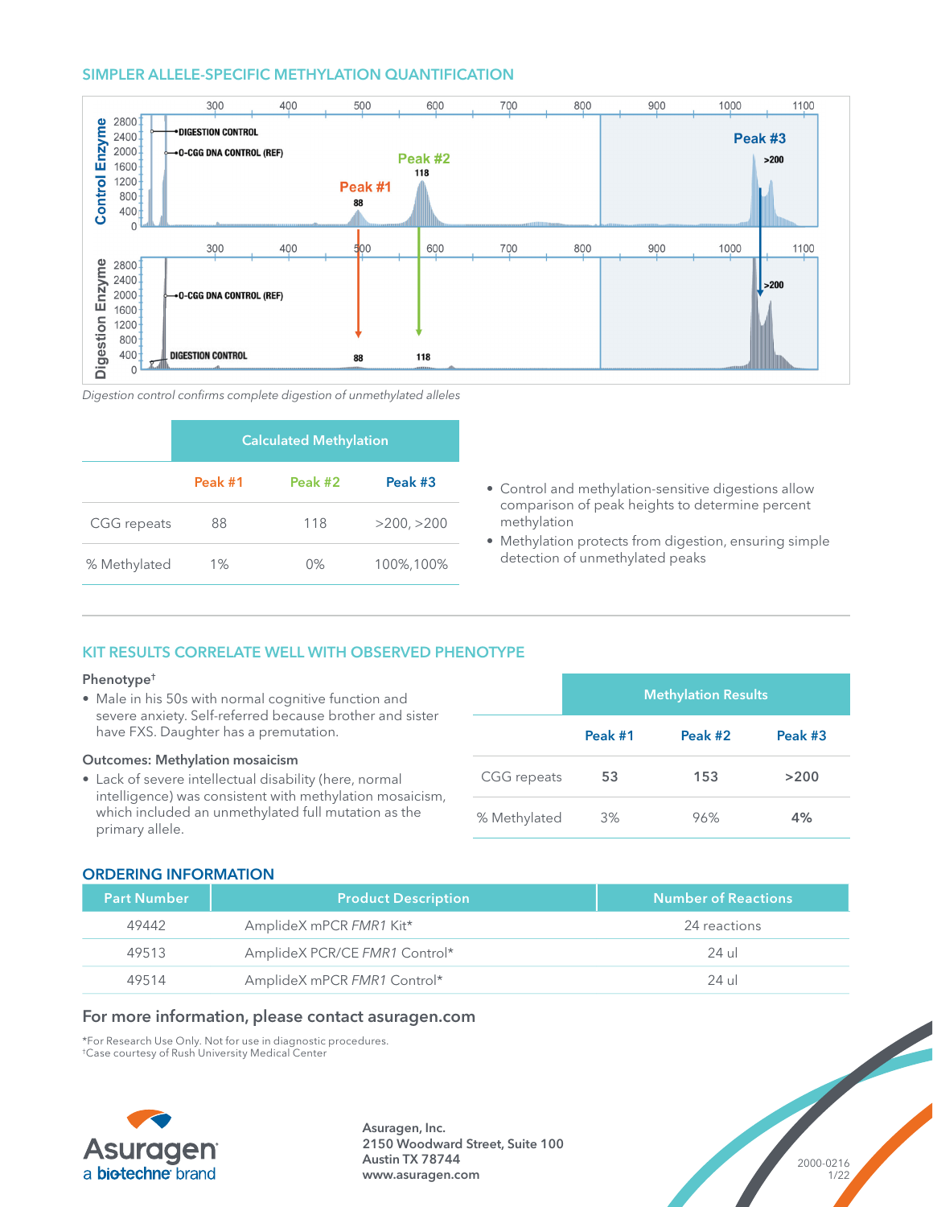## SIMPLER ALLELE-SPECIFIC METHYLATION QUANTIFICATION

Control Enzyme

300 400 500 600 700 800 900 1000 1100

2800 2400 2000 1600 1200 800 400 0

DIGESTION CONTROL

0-CGG DNA CONTROL (REF)

Peak #1 88

Peak #2 118

Peak #3 >200

Digestion Enzyme

300 400 500 600 700 800 900 1000 1100

2800 2400 2000 1600 1200 800 400 0

0-CGG DNA CONTROL (REF)

DIGESTION CONTROL

88

118

>200

*Digestion control confirms complete digestion of unmethylated alleles*

| | Calculated Methylation | | |
|---|---|---|---|
| | Peak #1 | Peak #2 | Peak #3 |
| CGG repeats | 88 | 118 | >200, >200 |
| % Methylated | 1% | 0% | 100%,100% |

- Control and methylation-sensitive digestions allow comparison of peak heights to determine percent methylation
- Methylation protects from digestion, ensuring simple detection of unmethylated peaks

## KIT RESULTS CORRELATE WELL WITH OBSERVED PHENOTYPE

**Phenotype†**

- Male in his 50s with normal cognitive function and severe anxiety. Self-referred because brother and sister have FXS. Daughter has a premutation.

**Outcomes: Methylation mosaicism**

- Lack of severe intellectual disability (here, normal intelligence) was consistent with methylation mosaicism, which included an unmethylated full mutation as the primary allele.

| | Methylation Results | | |
|---|---|---|---|
| | Peak #1 | Peak #2 | Peak #3 |
| CGG repeats | 53 | 153 | **>200** |
| % Methylated | 3% | 96% | **4%** |

## ORDERING INFORMATION

| Part Number | Product Description | Number of Reactions |
|---|---|---|
| 49442 | AmplideX mPCR *FMR1* Kit* | 24 reactions |
| 49513 | AmplideX PCR/CE *FMR1* Control* | 24 ul |
| 49514 | AmplideX mPCR *FMR1* Control* | 24 ul |

### For more information, please contact asuragen.com

*For Research Use Only. Not for use in diagnostic procedures.
†Case courtesy of Rush University Medical Center

Asuragen
a bio-techne brand

**Asuragen, Inc.**
**2150 Woodward Street, Suite 100**
**Austin TX 78744**
**www.asuragen.com**

2000-0216
1/22